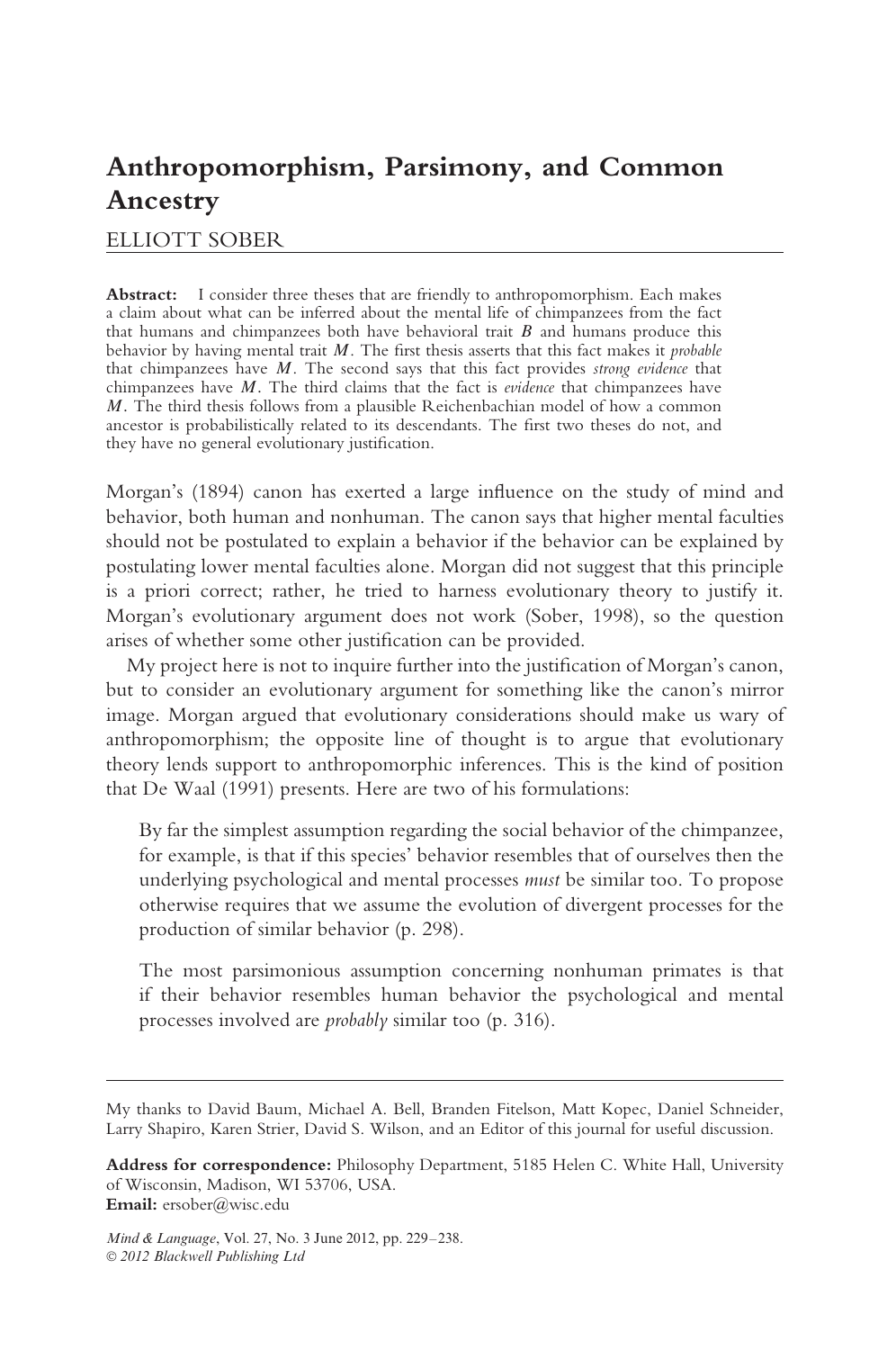# Anthropomorphism, Parsimony, and Common Ancestry

ELLIOTT SOBER

**Abstract:** I consider three theses that are friendly to anthropomorphism. Each makes a claim about what can be inferred about the mental life of chimpanzees from the fact that humans and chimpanzees both have behavioral trait $B$ and humans produce this behavior by having mental trait $M$. The first thesis asserts that this fact makes it *probable* that chimpanzees have $M$. The second says that this fact provides *strong evidence* that chimpanzees have $M$. The third claims that the fact is *evidence* that chimpanzees have $M$. The third thesis follows from a plausible Reichenbachian model of how a common ancestor is probabilistically related to its descendants. The first two theses do not, and they have no general evolutionary justification.

Morgan's (1894) canon has exerted a large influence on the study of mind and behavior, both human and nonhuman. The canon says that higher mental faculties should not be postulated to explain a behavior if the behavior can be explained by postulating lower mental faculties alone. Morgan did not suggest that this principle is a priori correct; rather, he tried to harness evolutionary theory to justify it. Morgan's evolutionary argument does not work (Sober, 1998), so the question arises of whether some other justification can be provided.

My project here is not to inquire further into the justification of Morgan's canon, but to consider an evolutionary argument for something like the canon's mirror image. Morgan argued that evolutionary considerations should make us wary of anthropomorphism; the opposite line of thought is to argue that evolutionary theory lends support to anthropomorphic inferences. This is the kind of position that De Waal (1991) presents. Here are two of his formulations:

> By far the simplest assumption regarding the social behavior of the chimpanzee, for example, is that if this species' behavior resembles that of ourselves then the underlying psychological and mental processes *must* be similar too. To propose otherwise requires that we assume the evolution of divergent processes for the production of similar behavior (p. 298).

> The most parsimonious assumption concerning nonhuman primates is that if their behavior resembles human behavior the psychological and mental processes involved are *probably* similar too (p. 316).

My thanks to David Baum, Michael A. Bell, Branden Fitelson, Matt Kopec, Daniel Schneider, Larry Shapiro, Karen Strier, David S. Wilson, and an Editor of this journal for useful discussion.

**Address for correspondence:** Philosophy Department, 5185 Helen C. White Hall, University of Wisconsin, Madison, WI 53706, USA.
**Email:** ersober@wisc.edu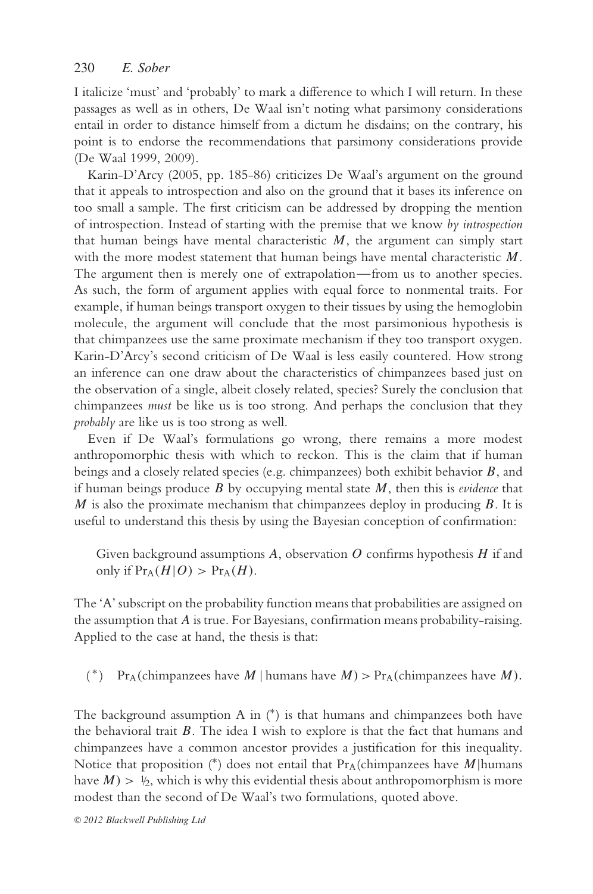I italicize 'must' and 'probably' to mark a difference to which I will return. In these passages as well as in others, De Waal isn't noting what parsimony considerations entail in order to distance himself from a dictum he disdains; on the contrary, his point is to endorse the recommendations that parsimony considerations provide (De Waal 1999, 2009).

Karin-D'Arcy (2005, pp. 185-86) criticizes De Waal's argument on the ground that it appeals to introspection and also on the ground that it bases its inference on too small a sample. The first criticism can be addressed by dropping the mention of introspection. Instead of starting with the premise that we know *by introspection* that human beings have mental characteristic $M$, the argument can simply start with the more modest statement that human beings have mental characteristic $M$. The argument then is merely one of extrapolation—from us to another species. As such, the form of argument applies with equal force to nonmental traits. For example, if human beings transport oxygen to their tissues by using the hemoglobin molecule, the argument will conclude that the most parsimonious hypothesis is that chimpanzees use the same proximate mechanism if they too transport oxygen. Karin-D'Arcy's second criticism of De Waal is less easily countered. How strong an inference can one draw about the characteristics of chimpanzees based just on the observation of a single, albeit closely related, species? Surely the conclusion that chimpanzees *must* be like us is too strong. And perhaps the conclusion that they *probably* are like us is too strong as well.

Even if De Waal's formulations go wrong, there remains a more modest anthropomorphic thesis with which to reckon. This is the claim that if human beings and a closely related species (e.g. chimpanzees) both exhibit behavior $B$, and if human beings produce $B$ by occupying mental state $M$, then this is *evidence* that $M$ is also the proximate mechanism that chimpanzees deploy in producing $B$. It is useful to understand this thesis by using the Bayesian conception of confirmation:

> Given background assumptions $A$, observation $O$ confirms hypothesis $H$ if and only if $\Pr_A(H|O) > \Pr_A(H)$.

The 'A' subscript on the probability function means that probabilities are assigned on the assumption that $A$ is true. For Bayesians, confirmation means probability-raising. Applied to the case at hand, the thesis is that:

$$(^*) \quad \Pr_A(\text{chimpanzees have } M \mid \text{humans have } M) > \Pr_A(\text{chimpanzees have } M).$$

The background assumption A in (*) is that humans and chimpanzees both have the behavioral trait $B$. The idea I wish to explore is that the fact that humans and chimpanzees have a common ancestor provides a justification for this inequality. Notice that proposition (*) does not entail that $\Pr_A(\text{chimpanzees have } M|\text{humans have } M) > \frac{1}{2}$, which is why this evidential thesis about anthropomorphism is more modest than the second of De Waal's two formulations, quoted above.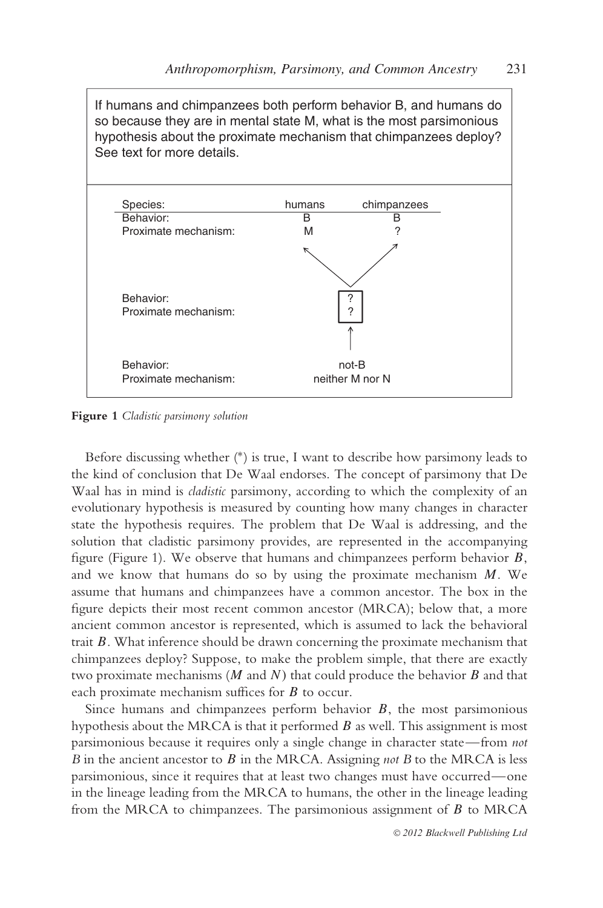If humans and chimpanzees both perform behavior B, and humans do so because they are in mental state M, what is the most parsimonious hypothesis about the proximate mechanism that chimpanzees deploy? See text for more details.

| Species: | humans | chimpanzees |
|---|---|---|
| Behavior: | B | B |
| Proximate mechanism: | M | ? |

| | MRCA |
|---|---|
| Behavior: | ? |
| Proximate mechanism: | ? |

| | Ancient ancestor |
|---|---|
| Behavior: | not-B |
| Proximate mechanism: | neither M nor N |

**Figure 1** *Cladistic parsimony solution*

Before discussing whether (*) is true, I want to describe how parsimony leads to the kind of conclusion that De Waal endorses. The concept of parsimony that De Waal has in mind is *cladistic* parsimony, according to which the complexity of an evolutionary hypothesis is measured by counting how many changes in character state the hypothesis requires. The problem that De Waal is addressing, and the solution that cladistic parsimony provides, are represented in the accompanying figure (Figure 1). We observe that humans and chimpanzees perform behavior $B$, and we know that humans do so by using the proximate mechanism $M$. We assume that humans and chimpanzees have a common ancestor. The box in the figure depicts their most recent common ancestor (MRCA); below that, a more ancient common ancestor is represented, which is assumed to lack the behavioral trait $B$. What inference should be drawn concerning the proximate mechanism that chimpanzees deploy? Suppose, to make the problem simple, that there are exactly two proximate mechanisms ($M$ and $N$) that could produce the behavior $B$ and that each proximate mechanism suffices for $B$ to occur.

Since humans and chimpanzees perform behavior $B$, the most parsimonious hypothesis about the MRCA is that it performed $B$ as well. This assignment is most parsimonious because it requires only a single change in character state—from *not B* in the ancient ancestor to $B$ in the MRCA. Assigning *not B* to the MRCA is less parsimonious, since it requires that at least two changes must have occurred—one in the lineage leading from the MRCA to humans, the other in the lineage leading from the MRCA to chimpanzees. The parsimonious assignment of $B$ to MRCA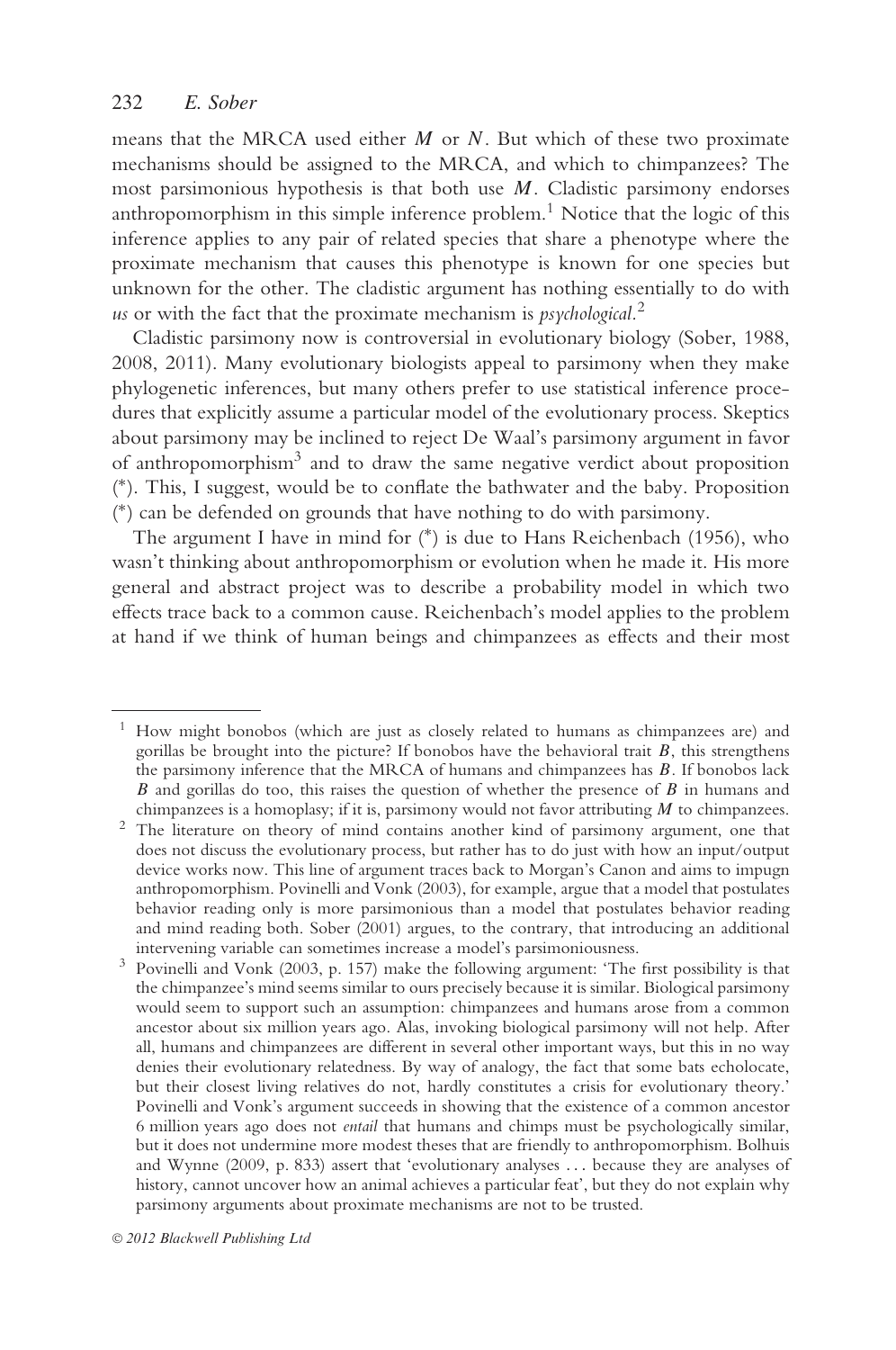means that the MRCA used either *M* or *N*. But which of these two proximate mechanisms should be assigned to the MRCA, and which to chimpanzees? The most parsimonious hypothesis is that both use *M*. Cladistic parsimony endorses anthropomorphism in this simple inference problem.[1] Notice that the logic of this inference applies to any pair of related species that share a phenotype where the proximate mechanism that causes this phenotype is known for one species but unknown for the other. The cladistic argument has nothing essentially to do with *us* or with the fact that the proximate mechanism is *psychological*.[2]

Cladistic parsimony now is controversial in evolutionary biology (Sober, 1988, 2008, 2011). Many evolutionary biologists appeal to parsimony when they make phylogenetic inferences, but many others prefer to use statistical inference procedures that explicitly assume a particular model of the evolutionary process. Skeptics about parsimony may be inclined to reject De Waal's parsimony argument in favor of anthropomorphism[3] and to draw the same negative verdict about proposition (*). This, I suggest, would be to conflate the bathwater and the baby. Proposition (*) can be defended on grounds that have nothing to do with parsimony.

The argument I have in mind for (*) is due to Hans Reichenbach (1956), who wasn't thinking about anthropomorphism or evolution when he made it. His more general and abstract project was to describe a probability model in which two effects trace back to a common cause. Reichenbach's model applies to the problem at hand if we think of human beings and chimpanzees as effects and their most

---

[1] How might bonobos (which are just as closely related to humans as chimpanzees are) and gorillas be brought into the picture? If bonobos have the behavioral trait *B*, this strengthens the parsimony inference that the MRCA of humans and chimpanzees has *B*. If bonobos lack *B* and gorillas do too, this raises the question of whether the presence of *B* in humans and chimpanzees is a homoplasy; if it is, parsimony would not favor attributing *M* to chimpanzees.

[2] The literature on theory of mind contains another kind of parsimony argument, one that does not discuss the evolutionary process, but rather has to do just with how an input/output device works now. This line of argument traces back to Morgan's Canon and aims to impugn anthropomorphism. Povinelli and Vonk (2003), for example, argue that a model that postulates behavior reading only is more parsimonious than a model that postulates behavior reading and mind reading both. Sober (2001) argues, to the contrary, that introducing an additional intervening variable can sometimes increase a model's parsimoniousness.

[3] Povinelli and Vonk (2003, p. 157) make the following argument: 'The first possibility is that the chimpanzee's mind seems similar to ours precisely because it is similar. Biological parsimony would seem to support such an assumption: chimpanzees and humans arose from a common ancestor about six million years ago. Alas, invoking biological parsimony will not help. After all, humans and chimpanzees are different in several other important ways, but this in no way denies their evolutionary relatedness. By way of analogy, the fact that some bats echolocate, but their closest living relatives do not, hardly constitutes a crisis for evolutionary theory.' Povinelli and Vonk's argument succeeds in showing that the existence of a common ancestor 6 million years ago does not *entail* that humans and chimps must be psychologically similar, but it does not undermine more modest theses that are friendly to anthropomorphism. Bolhuis and Wynne (2009, p. 833) assert that 'evolutionary analyses ... because they are analyses of history, cannot uncover how an animal achieves a particular feat', but they do not explain why parsimony arguments about proximate mechanisms are not to be trusted.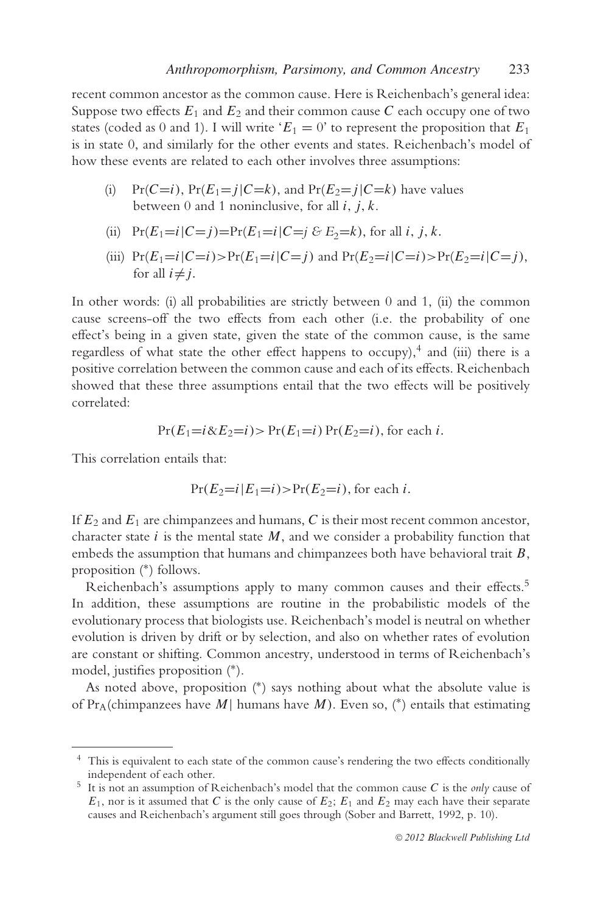recent common ancestor as the common cause. Here is Reichenbach's general idea: Suppose two effects $E_1$ and $E_2$ and their common cause $C$ each occupy one of two states (coded as 0 and 1). I will write '$E_1 = 0$' to represent the proposition that $E_1$ is in state 0, and similarly for the other events and states. Reichenbach's model of how these events are related to each other involves three assumptions:

(i) $\Pr(C{=}i)$, $\Pr(E_1{=}j|C{=}k)$, and $\Pr(E_2{=}j|C{=}k)$ have values between 0 and 1 noninclusive, for all $i$, $j$, $k$.

(ii) $\Pr(E_1{=}i|C{=}j){=}\Pr(E_1{=}i|C{=}j \;\&\; E_2{=}k)$, for all $i$, $j$, $k$.

(iii) $\Pr(E_1{=}i|C{=}i){>}\Pr(E_1{=}i|C{=}j)$ and $\Pr(E_2{=}i|C{=}i){>}\Pr(E_2{=}i|C{=}j)$, for all $i{\neq}j$.

In other words: (i) all probabilities are strictly between 0 and 1, (ii) the common cause screens-off the two effects from each other (i.e. the probability of one effect's being in a given state, given the state of the common cause, is the same regardless of what state the other effect happens to occupy),[4] and (iii) there is a positive correlation between the common cause and each of its effects. Reichenbach showed that these three assumptions entail that the two effects will be positively correlated:

$$\Pr(E_1{=}i \& E_2{=}i) > \Pr(E_1{=}i)\Pr(E_2{=}i), \text{ for each } i.$$

This correlation entails that:

$$\Pr(E_2{=}i|E_1{=}i) > \Pr(E_2{=}i), \text{ for each } i.$$

If $E_2$ and $E_1$ are chimpanzees and humans, $C$ is their most recent common ancestor, character state $i$ is the mental state $M$, and we consider a probability function that embeds the assumption that humans and chimpanzees both have behavioral trait $B$, proposition (*) follows.

Reichenbach's assumptions apply to many common causes and their effects.[5] In addition, these assumptions are routine in the probabilistic models of the evolutionary process that biologists use. Reichenbach's model is neutral on whether evolution is driven by drift or by selection, and also on whether rates of evolution are constant or shifting. Common ancestry, understood in terms of Reichenbach's model, justifies proposition (*).

As noted above, proposition (*) says nothing about what the absolute value is of $\Pr_A$(chimpanzees have $M|$ humans have $M$). Even so, (*) entails that estimating

---

[4] This is equivalent to each state of the common cause's rendering the two effects conditionally independent of each other.

[5] It is not an assumption of Reichenbach's model that the common cause $C$ is the *only* cause of $E_1$, nor is it assumed that $C$ is the only cause of $E_2$; $E_1$ and $E_2$ may each have their separate causes and Reichenbach's argument still goes through (Sober and Barrett, 1992, p. 10).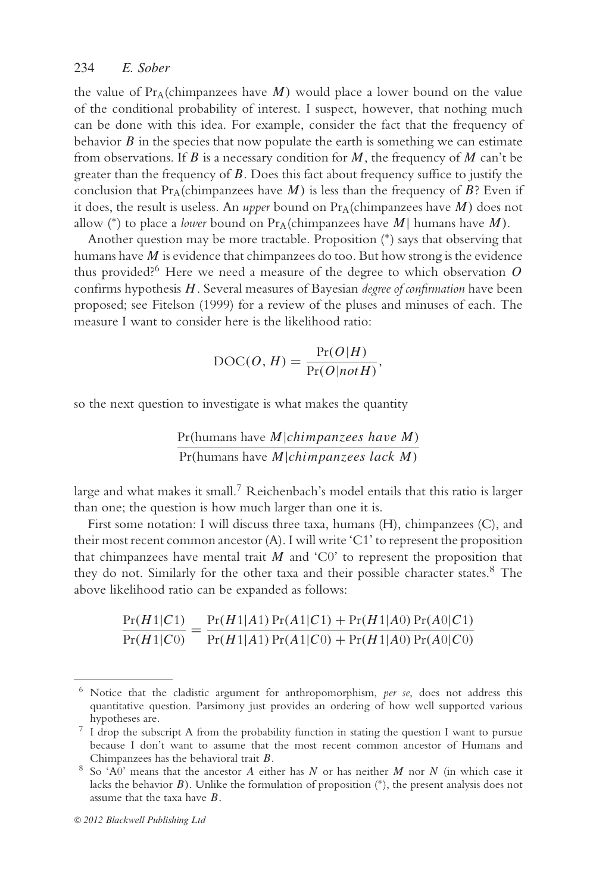the value of $\Pr_A$(chimpanzees have $M$) would place a lower bound on the value of the conditional probability of interest. I suspect, however, that nothing much can be done with this idea. For example, consider the fact that the frequency of behavior $B$ in the species that now populate the earth is something we can estimate from observations. If $B$ is a necessary condition for $M$, the frequency of $M$ can't be greater than the frequency of $B$. Does this fact about frequency suffice to justify the conclusion that $\Pr_A$(chimpanzees have $M$) is less than the frequency of $B$? Even if it does, the result is useless. An *upper* bound on $\Pr_A$(chimpanzees have $M$) does not allow (*) to place a *lower* bound on $\Pr_A$(chimpanzees have $M|$ humans have $M$).

Another question may be more tractable. Proposition (*) says that observing that humans have $M$ is evidence that chimpanzees do too. But how strong is the evidence thus provided?[6] Here we need a measure of the degree to which observation $O$ confirms hypothesis $H$. Several measures of Bayesian *degree of confirmation* have been proposed; see Fitelson (1999) for a review of the pluses and minuses of each. The measure I want to consider here is the likelihood ratio:

$$\mathrm{DOC}(O, H) = \frac{\Pr(O|H)}{\Pr(O|not\,H)},$$

so the next question to investigate is what makes the quantity

$$\frac{\Pr(\text{humans have } M|\textit{chimpanzees have } M)}{\Pr(\text{humans have } M|\textit{chimpanzees lack } M)}$$

large and what makes it small.[7] Reichenbach's model entails that this ratio is larger than one; the question is how much larger than one it is.

First some notation: I will discuss three taxa, humans (H), chimpanzees (C), and their most recent common ancestor (A). I will write 'C1' to represent the proposition that chimpanzees have mental trait $M$ and 'C0' to represent the proposition that they do not. Similarly for the other taxa and their possible character states.[8] The above likelihood ratio can be expanded as follows:

$$\frac{\Pr(H1|C1)}{\Pr(H1|C0)} = \frac{\Pr(H1|A1)\Pr(A1|C1) + \Pr(H1|A0)\Pr(A0|C1)}{\Pr(H1|A1)\Pr(A1|C0) + \Pr(H1|A0)\Pr(A0|C0)}$$

---

[6] Notice that the cladistic argument for anthropomorphism, *per se*, does not address this quantitative question. Parsimony just provides an ordering of how well supported various hypotheses are.

[7] I drop the subscript A from the probability function in stating the question I want to pursue because I don't want to assume that the most recent common ancestor of Humans and Chimpanzees has the behavioral trait $B$.

[8] So 'A0' means that the ancestor $A$ either has $N$ or has neither $M$ nor $N$ (in which case it lacks the behavior $B$). Unlike the formulation of proposition (*), the present analysis does not assume that the taxa have $B$.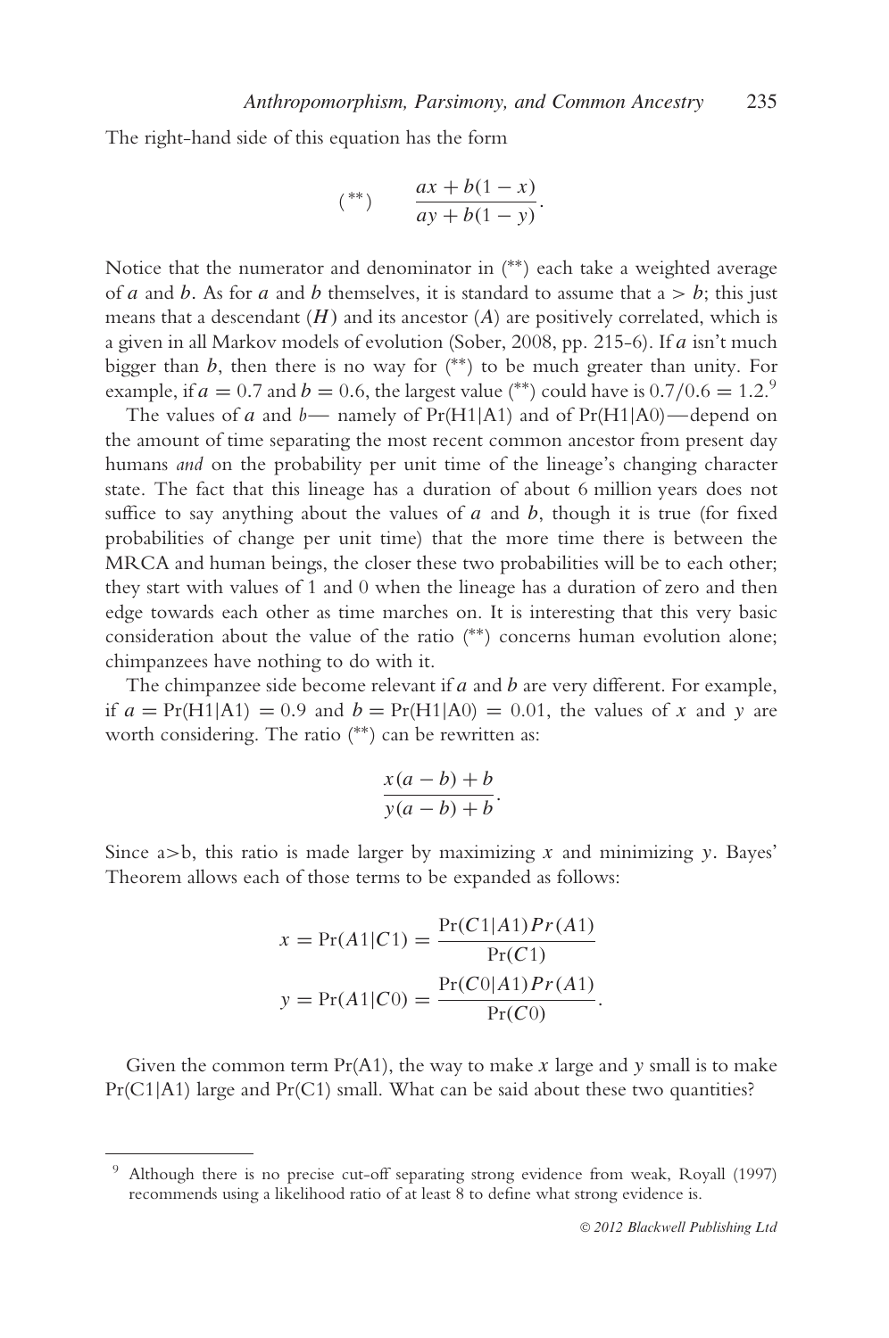The right-hand side of this equation has the form

$$(^{**}) \qquad \frac{ax + b(1-x)}{ay + b(1-y)}.$$

Notice that the numerator and denominator in (**) each take a weighted average of $a$ and $b$. As for $a$ and $b$ themselves, it is standard to assume that $a > b$; this just means that a descendant ($H$) and its ancestor ($A$) are positively correlated, which is a given in all Markov models of evolution (Sober, 2008, pp. 215-6). If $a$ isn't much bigger than $b$, then there is no way for (**) to be much greater than unity. For example, if $a = 0.7$ and $b = 0.6$, the largest value (**) could have is $0.7/0.6 = 1.2$.[9]

The values of $a$ and $b$— namely of Pr(H1|A1) and of Pr(H1|A0)—depend on the amount of time separating the most recent common ancestor from present day humans *and* on the probability per unit time of the lineage's changing character state. The fact that this lineage has a duration of about 6 million years does not suffice to say anything about the values of $a$ and $b$, though it is true (for fixed probabilities of change per unit time) that the more time there is between the MRCA and human beings, the closer these two probabilities will be to each other; they start with values of 1 and 0 when the lineage has a duration of zero and then edge towards each other as time marches on. It is interesting that this very basic consideration about the value of the ratio (**) concerns human evolution alone; chimpanzees have nothing to do with it.

The chimpanzee side become relevant if $a$ and $b$ are very different. For example, if $a = \Pr(H1|A1) = 0.9$ and $b = \Pr(H1|A0) = 0.01$, the values of $x$ and $y$ are worth considering. The ratio (**) can be rewritten as:

$$\frac{x(a-b) + b}{y(a-b) + b}.$$

Since $a>b$, this ratio is made larger by maximizing $x$ and minimizing $y$. Bayes' Theorem allows each of those terms to be expanded as follows:

$$x = \Pr(A1|C1) = \frac{\Pr(C1|A1)Pr(A1)}{\Pr(C1)}$$

$$y = \Pr(A1|C0) = \frac{\Pr(C0|A1)Pr(A1)}{\Pr(C0)}.$$

Given the common term Pr(A1), the way to make $x$ large and $y$ small is to make Pr(C1|A1) large and Pr(C1) small. What can be said about these two quantities?

[9] Although there is no precise cut-off separating strong evidence from weak, Royall (1997) recommends using a likelihood ratio of at least 8 to define what strong evidence is.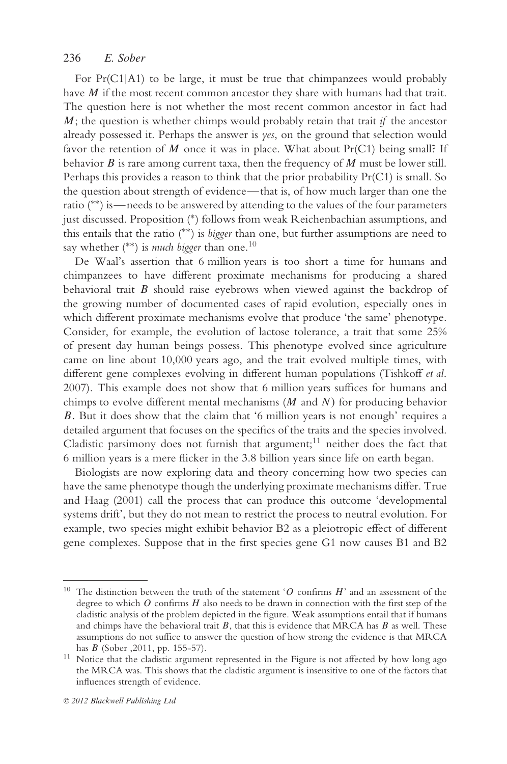For Pr(C1|A1) to be large, it must be true that chimpanzees would probably have $M$ if the most recent common ancestor they share with humans had that trait. The question here is not whether the most recent common ancestor in fact had $M$; the question is whether chimps would probably retain that trait *if* the ancestor already possessed it. Perhaps the answer is *yes*, on the ground that selection would favor the retention of $M$ once it was in place. What about Pr(C1) being small? If behavior $B$ is rare among current taxa, then the frequency of $M$ must be lower still. Perhaps this provides a reason to think that the prior probability Pr(C1) is small. So the question about strength of evidence—that is, of how much larger than one the ratio (**) is—needs to be answered by attending to the values of the four parameters just discussed. Proposition (*) follows from weak Reichenbachian assumptions, and this entails that the ratio (**) is *bigger* than one, but further assumptions are need to say whether (**) is *much bigger* than one.[10]

De Waal's assertion that 6 million years is too short a time for humans and chimpanzees to have different proximate mechanisms for producing a shared behavioral trait $B$ should raise eyebrows when viewed against the backdrop of the growing number of documented cases of rapid evolution, especially ones in which different proximate mechanisms evolve that produce 'the same' phenotype. Consider, for example, the evolution of lactose tolerance, a trait that some 25% of present day human beings possess. This phenotype evolved since agriculture came on line about 10,000 years ago, and the trait evolved multiple times, with different gene complexes evolving in different human populations (Tishkoff *et al.* 2007). This example does not show that 6 million years suffices for humans and chimps to evolve different mental mechanisms ($M$ and $N$) for producing behavior $B$. But it does show that the claim that '6 million years is not enough' requires a detailed argument that focuses on the specifics of the traits and the species involved. Cladistic parsimony does not furnish that argument;[11] neither does the fact that 6 million years is a mere flicker in the 3.8 billion years since life on earth began.

Biologists are now exploring data and theory concerning how two species can have the same phenotype though the underlying proximate mechanisms differ. True and Haag (2001) call the process that can produce this outcome 'developmental systems drift', but they do not mean to restrict the process to neutral evolution. For example, two species might exhibit behavior B2 as a pleiotropic effect of different gene complexes. Suppose that in the first species gene G1 now causes B1 and B2

---

[10] The distinction between the truth of the statement '$O$ confirms $H$' and an assessment of the degree to which $O$ confirms $H$ also needs to be drawn in connection with the first step of the cladistic analysis of the problem depicted in the figure. Weak assumptions entail that if humans and chimps have the behavioral trait $B$, that this is evidence that MRCA has $B$ as well. These assumptions do not suffice to answer the question of how strong the evidence is that MRCA has $B$ (Sober ,2011, pp. 155-57).

[11] Notice that the cladistic argument represented in the Figure is not affected by how long ago the MRCA was. This shows that the cladistic argument is insensitive to one of the factors that influences strength of evidence.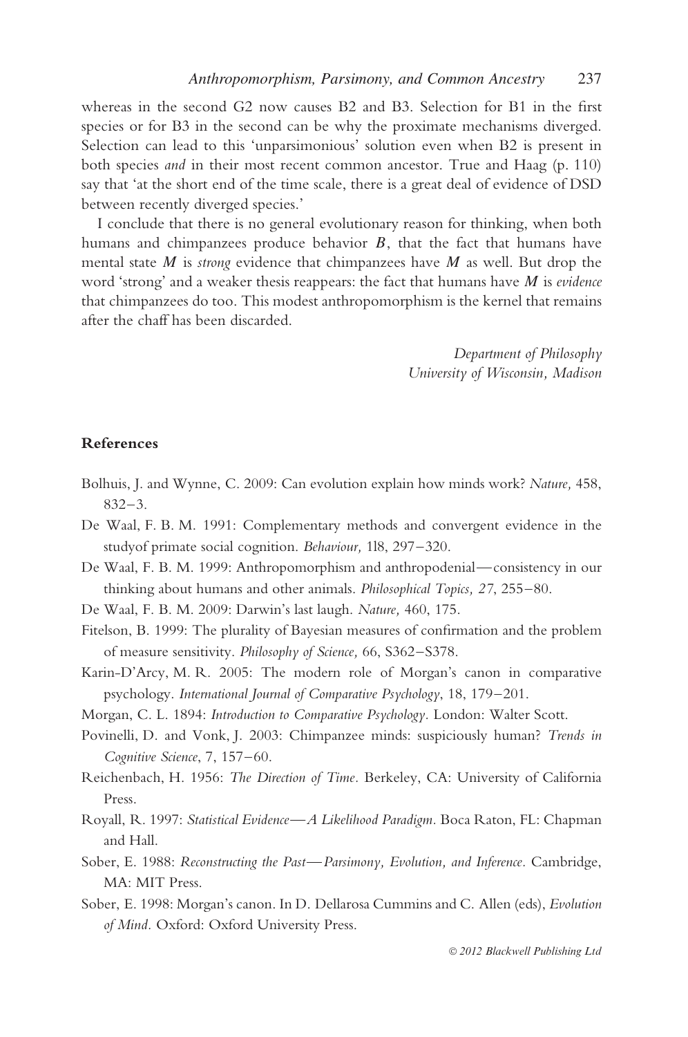whereas in the second G2 now causes B2 and B3. Selection for B1 in the first species or for B3 in the second can be why the proximate mechanisms diverged. Selection can lead to this 'unparsimonious' solution even when B2 is present in both species *and* in their most recent common ancestor. True and Haag (p. 110) say that 'at the short end of the time scale, there is a great deal of evidence of DSD between recently diverged species.'

I conclude that there is no general evolutionary reason for thinking, when both humans and chimpanzees produce behavior $B$, that the fact that humans have mental state $M$ is *strong* evidence that chimpanzees have $M$ as well. But drop the word 'strong' and a weaker thesis reappears: the fact that humans have $M$ is *evidence* that chimpanzees do too. This modest anthropomorphism is the kernel that remains after the chaff has been discarded.

*Department of Philosophy*
*University of Wisconsin, Madison*

## References

Bolhuis, J. and Wynne, C. 2009: Can evolution explain how minds work? *Nature,* 458, 832–3.

De Waal, F. B. M. 1991: Complementary methods and convergent evidence in the studyof primate social cognition. *Behaviour,* 1l8, 297–320.

De Waal, F. B. M. 1999: Anthropomorphism and anthropodenial—consistency in our thinking about humans and other animals. *Philosophical Topics, 27*, 255–80.

De Waal, F. B. M. 2009: Darwin's last laugh. *Nature,* 460, 175.

Fitelson, B. 1999: The plurality of Bayesian measures of confirmation and the problem of measure sensitivity. *Philosophy of Science,* 66, S362–S378.

Karin-D'Arcy, M. R. 2005: The modern role of Morgan's canon in comparative psychology. *International Journal of Comparative Psychology*, 18, 179–201.

Morgan, C. L. 1894: *Introduction to Comparative Psychology*. London: Walter Scott.

Povinelli, D. and Vonk, J. 2003: Chimpanzee minds: suspiciously human? *Trends in Cognitive Science*, 7, 157–60.

Reichenbach, H. 1956: *The Direction of Time*. Berkeley, CA: University of California Press.

Royall, R. 1997: *Statistical Evidence—A Likelihood Paradigm*. Boca Raton, FL: Chapman and Hall.

Sober, E. 1988: *Reconstructing the Past—Parsimony, Evolution, and Inference.* Cambridge, MA: MIT Press.

Sober, E. 1998: Morgan's canon. In D. Dellarosa Cummins and C. Allen (eds), *Evolution of Mind.* Oxford: Oxford University Press.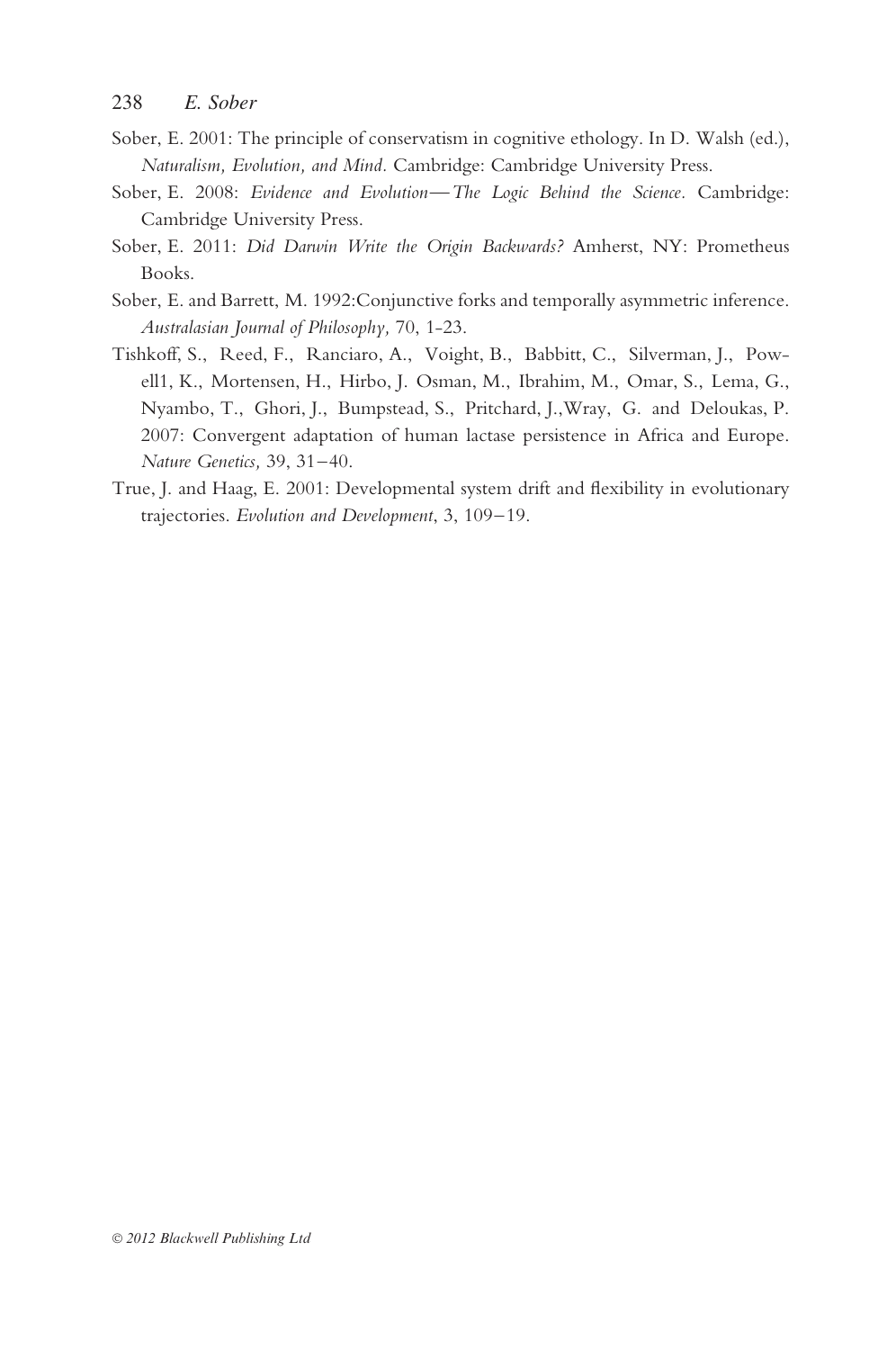Sober, E. 2001: The principle of conservatism in cognitive ethology. In D. Walsh (ed.), *Naturalism, Evolution, and Mind.* Cambridge: Cambridge University Press.

Sober, E. 2008: *Evidence and Evolution—The Logic Behind the Science.* Cambridge: Cambridge University Press.

Sober, E. 2011: *Did Darwin Write the Origin Backwards?* Amherst, NY: Prometheus Books.

Sober, E. and Barrett, M. 1992:Conjunctive forks and temporally asymmetric inference. *Australasian Journal of Philosophy,* 70, 1-23.

Tishkoff, S., Reed, F., Ranciaro, A., Voight, B., Babbitt, C., Silverman, J., Powell1, K., Mortensen, H., Hirbo, J. Osman, M., Ibrahim, M., Omar, S., Lema, G., Nyambo, T., Ghori, J., Bumpstead, S., Pritchard, J.,Wray, G. and Deloukas, P. 2007: Convergent adaptation of human lactase persistence in Africa and Europe. *Nature Genetics,* 39, 31–40.

True, J. and Haag, E. 2001: Developmental system drift and flexibility in evolutionary trajectories. *Evolution and Development*, 3, 109–19.

© 2012 Blackwell Publishing Ltd